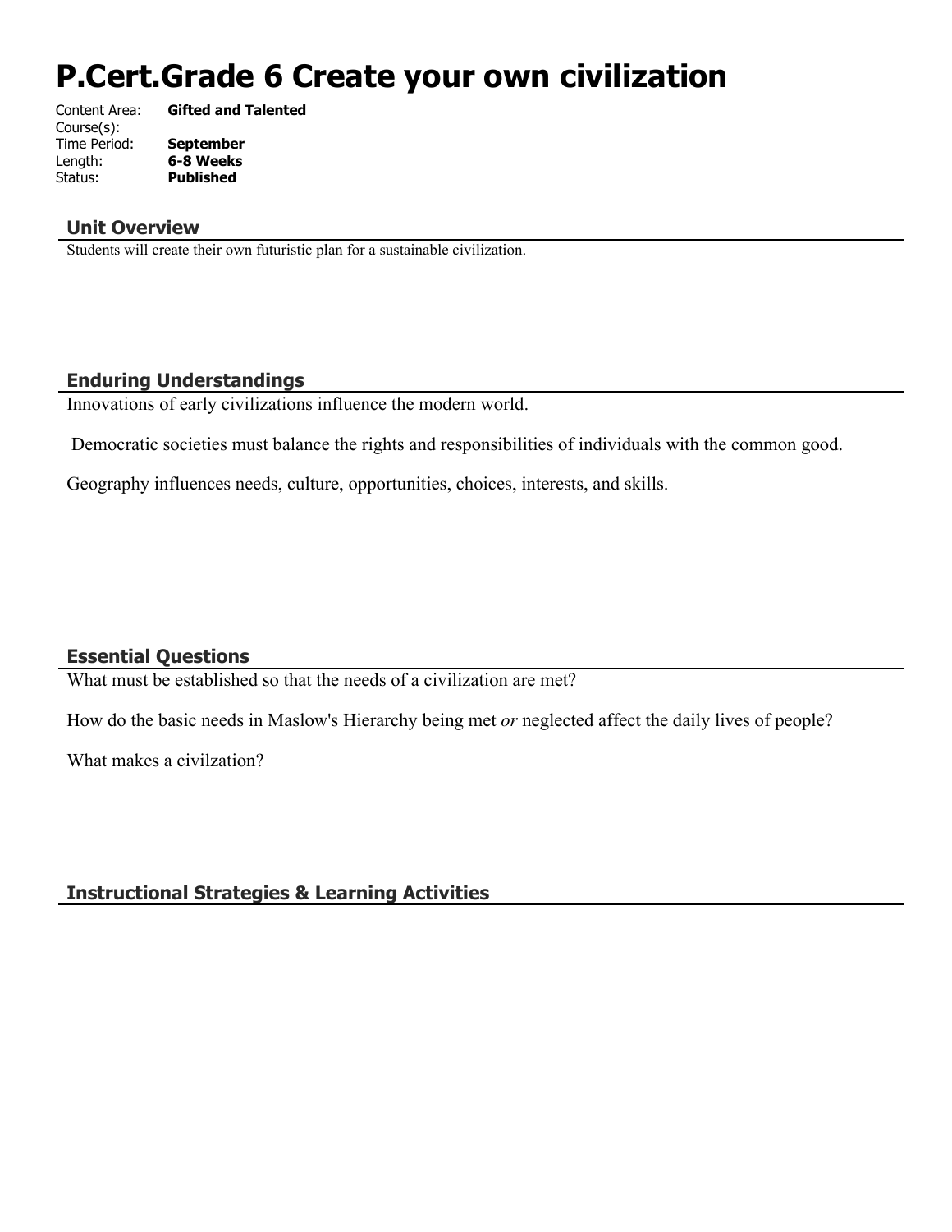# P.Cert.Grade 6 Create your own civilization

Content Area: **Gifted and Talented**
Course(s):
Time Period: **September**
Length: **6-8 Weeks**
Status: **Published**

## Unit Overview

Students will create their own futuristic plan for a sustainable civilization.

## Enduring Understandings

Innovations of early civilizations influence the modern world.

Democratic societies must balance the rights and responsibilities of individuals with the common good.

Geography influences needs, culture, opportunities, choices, interests, and skills.

## Essential Questions

What must be established so that the needs of a civilization are met?

How do the basic needs in Maslow's Hierarchy being met *or* neglected affect the daily lives of people?

What makes a civilzation?

## Instructional Strategies & Learning Activities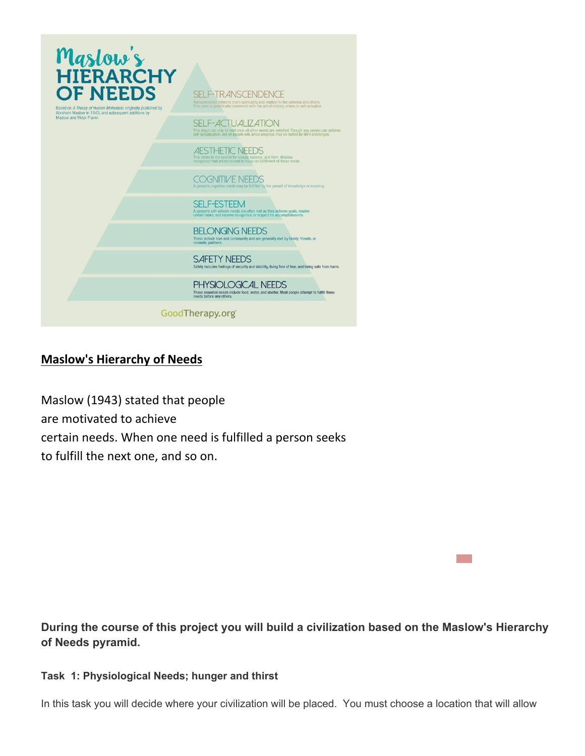# Maslow's HIERARCHY OF NEEDS

Based on *A Theory of Human Motivation*, originally published by Abraham Maslow in 1943, and subsequent additions by Maslow and Viktor Frankl.

**SELF-TRANSCENDENCE**
Transcendence refers to one's spirituality and relation to the universe and others. This need is specifically concerned with the act of helping others to self-actualize.

**SELF-ACTUALIZATION**
This stage can only be met once all other needs are satisfied. Though any person can achieve self-actualization, not all people will, since progress may be halted by life's challenges.

**AESTHETIC NEEDS**
This refers to the search for beauty, balance, and form. Maslow recognized that artists tended to focus on fulfillment of these needs.

**COGNITIVE NEEDS**
A person's cognitive needs may be fulfilled by the pursuit of knowledge or meaning.

**SELF-ESTEEM**
A person's self-esteem needs are often met as they achieve goals, master certain tasks, and receive recognition or respect for accomplishments.

**BELONGING NEEDS**
These include love and community and are generally met by family, friends, or romantic partners.

**SAFETY NEEDS**
Safety includes feelings of security and stability, living free of fear, and being safe from harm.

**PHYSIOLOGICAL NEEDS**
These essential needs include food, water, and shelter. Most people attempt to fulfill these needs before any others.

GoodTherapy.org

## Maslow's Hierarchy of Needs

Maslow (1943) stated that people are motivated to achieve certain needs. When one need is fulfilled a person seeks to fulfill the next one, and so on.

**During the course of this project you will build a civilization based on the Maslow's Hierarchy of Needs pyramid.**

### Task 1: Physiological Needs; hunger and thirst

In this task you will decide where your civilization will be placed. You must choose a location that will allow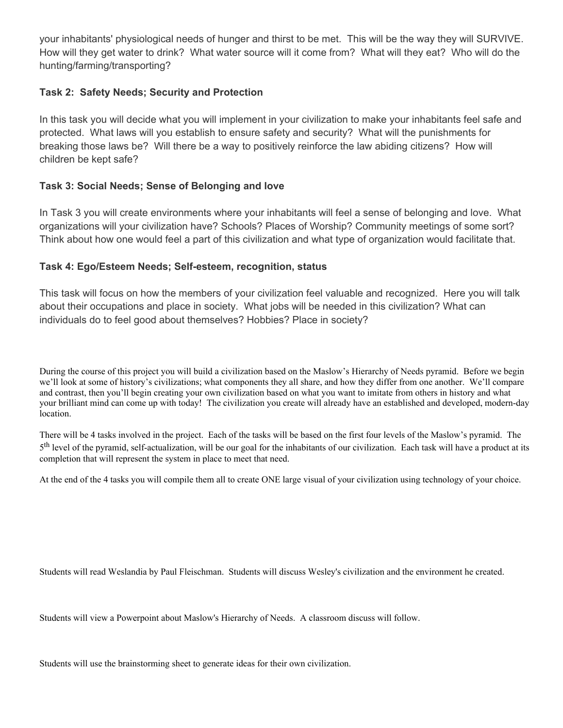your inhabitants' physiological needs of hunger and thirst to be met. This will be the way they will SURVIVE. How will they get water to drink? What water source will it come from? What will they eat? Who will do the hunting/farming/transporting?

**Task 2: Safety Needs; Security and Protection**

In this task you will decide what you will implement in your civilization to make your inhabitants feel safe and protected. What laws will you establish to ensure safety and security? What will the punishments for breaking those laws be? Will there be a way to positively reinforce the law abiding citizens? How will children be kept safe?

**Task 3: Social Needs; Sense of Belonging and love**

In Task 3 you will create environments where your inhabitants will feel a sense of belonging and love. What organizations will your civilization have? Schools? Places of Worship? Community meetings of some sort? Think about how one would feel a part of this civilization and what type of organization would facilitate that.

**Task 4: Ego/Esteem Needs; Self-esteem, recognition, status**

This task will focus on how the members of your civilization feel valuable and recognized. Here you will talk about their occupations and place in society. What jobs will be needed in this civilization? What can individuals do to feel good about themselves? Hobbies? Place in society?

During the course of this project you will build a civilization based on the Maslow's Hierarchy of Needs pyramid. Before we begin we'll look at some of history's civilizations; what components they all share, and how they differ from one another. We'll compare and contrast, then you'll begin creating your own civilization based on what you want to imitate from others in history and what your brilliant mind can come up with today! The civilization you create will already have an established and developed, modern-day location.

There will be 4 tasks involved in the project. Each of the tasks will be based on the first four levels of the Maslow's pyramid. The 5th level of the pyramid, self-actualization, will be our goal for the inhabitants of our civilization. Each task will have a product at its completion that will represent the system in place to meet that need.

At the end of the 4 tasks you will compile them all to create ONE large visual of your civilization using technology of your choice.

Students will read Weslandia by Paul Fleischman. Students will discuss Wesley's civilization and the environment he created.

Students will view a Powerpoint about Maslow's Hierarchy of Needs. A classroom discuss will follow.

Students will use the brainstorming sheet to generate ideas for their own civilization.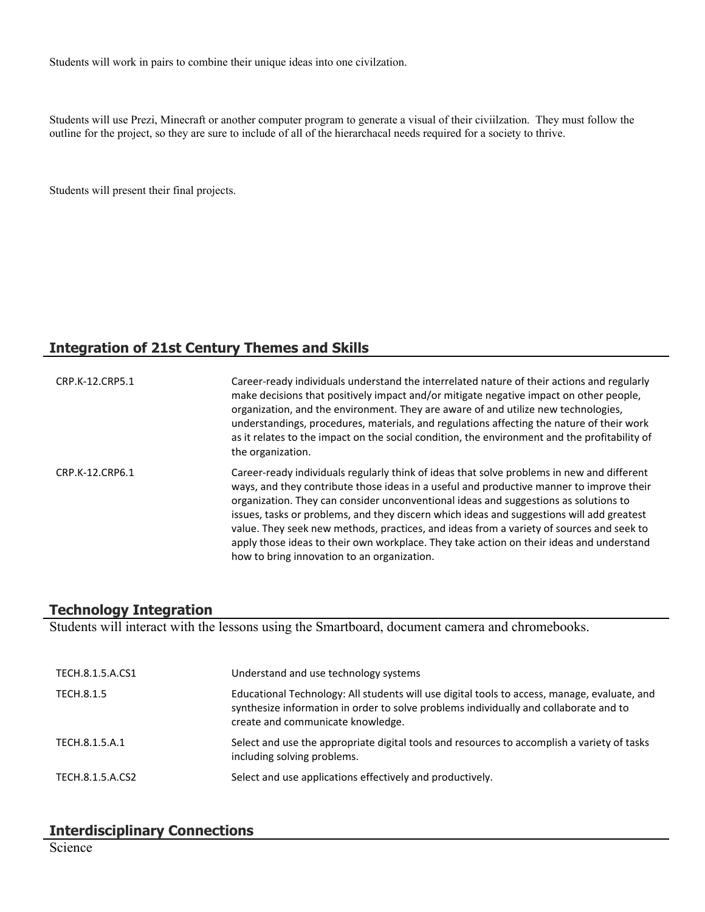Students will work in pairs to combine their unique ideas into one civilzation.

Students will use Prezi, Minecraft or another computer program to generate a visual of their civiilzation. They must follow the outline for the project, so they are sure to include of all of the hierarchacal needs required for a society to thrive.

Students will present their final projects.

## Integration of 21st Century Themes and Skills

| | |
|---|---|
| CRP.K-12.CRP5.1 | Career-ready individuals understand the interrelated nature of their actions and regularly make decisions that positively impact and/or mitigate negative impact on other people, organization, and the environment. They are aware of and utilize new technologies, understandings, procedures, materials, and regulations affecting the nature of their work as it relates to the impact on the social condition, the environment and the profitability of the organization. |
| CRP.K-12.CRP6.1 | Career-ready individuals regularly think of ideas that solve problems in new and different ways, and they contribute those ideas in a useful and productive manner to improve their organization. They can consider unconventional ideas and suggestions as solutions to issues, tasks or problems, and they discern which ideas and suggestions will add greatest value. They seek new methods, practices, and ideas from a variety of sources and seek to apply those ideas to their own workplace. They take action on their ideas and understand how to bring innovation to an organization. |

## Technology Integration

Students will interact with the lessons using the Smartboard, document camera and chromebooks.

| | |
|---|---|
| TECH.8.1.5.A.CS1 | Understand and use technology systems |
| TECH.8.1.5 | Educational Technology: All students will use digital tools to access, manage, evaluate, and synthesize information in order to solve problems individually and collaborate and to create and communicate knowledge. |
| TECH.8.1.5.A.1 | Select and use the appropriate digital tools and resources to accomplish a variety of tasks including solving problems. |
| TECH.8.1.5.A.CS2 | Select and use applications effectively and productively. |

## Interdisciplinary Connections

Science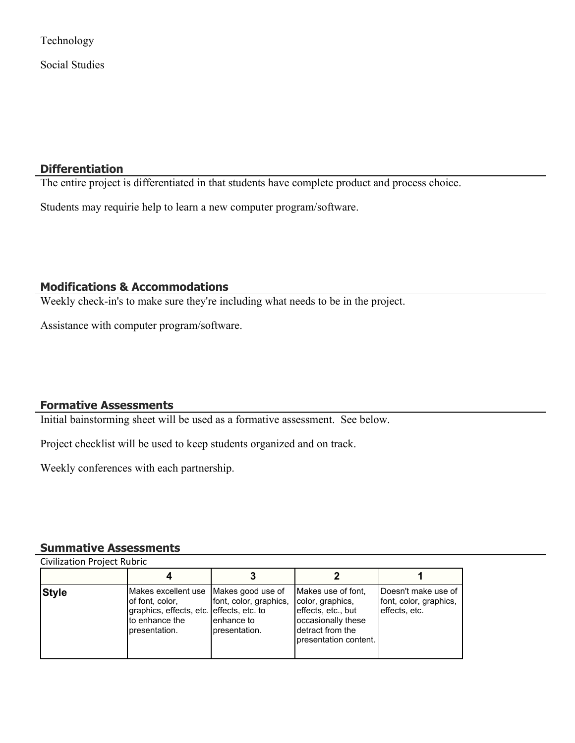Technology

Social Studies

## Differentiation

The entire project is differentiated in that students have complete product and process choice.

Students may requirie help to learn a new computer program/software.

## Modifications & Accommodations

Weekly check-in's to make sure they're including what needs to be in the project.

Assistance with computer program/software.

## Formative Assessments

Initial bainstorming sheet will be used as a formative assessment. See below.

Project checklist will be used to keep students organized and on track.

Weekly conferences with each partnership.

## Summative Assessments

Civilization Project Rubric

| | 4 | 3 | 2 | 1 |
|---|---|---|---|---|
| **Style** | Makes excellent use of font, color, graphics, effects, etc. to enhance the presentation. | Makes good use of font, color, graphics, effects, etc. to enhance to presentation. | Makes use of font, color, graphics, effects, etc., but occasionally these detract from the presentation content. | Doesn't make use of font, color, graphics, effects, etc. |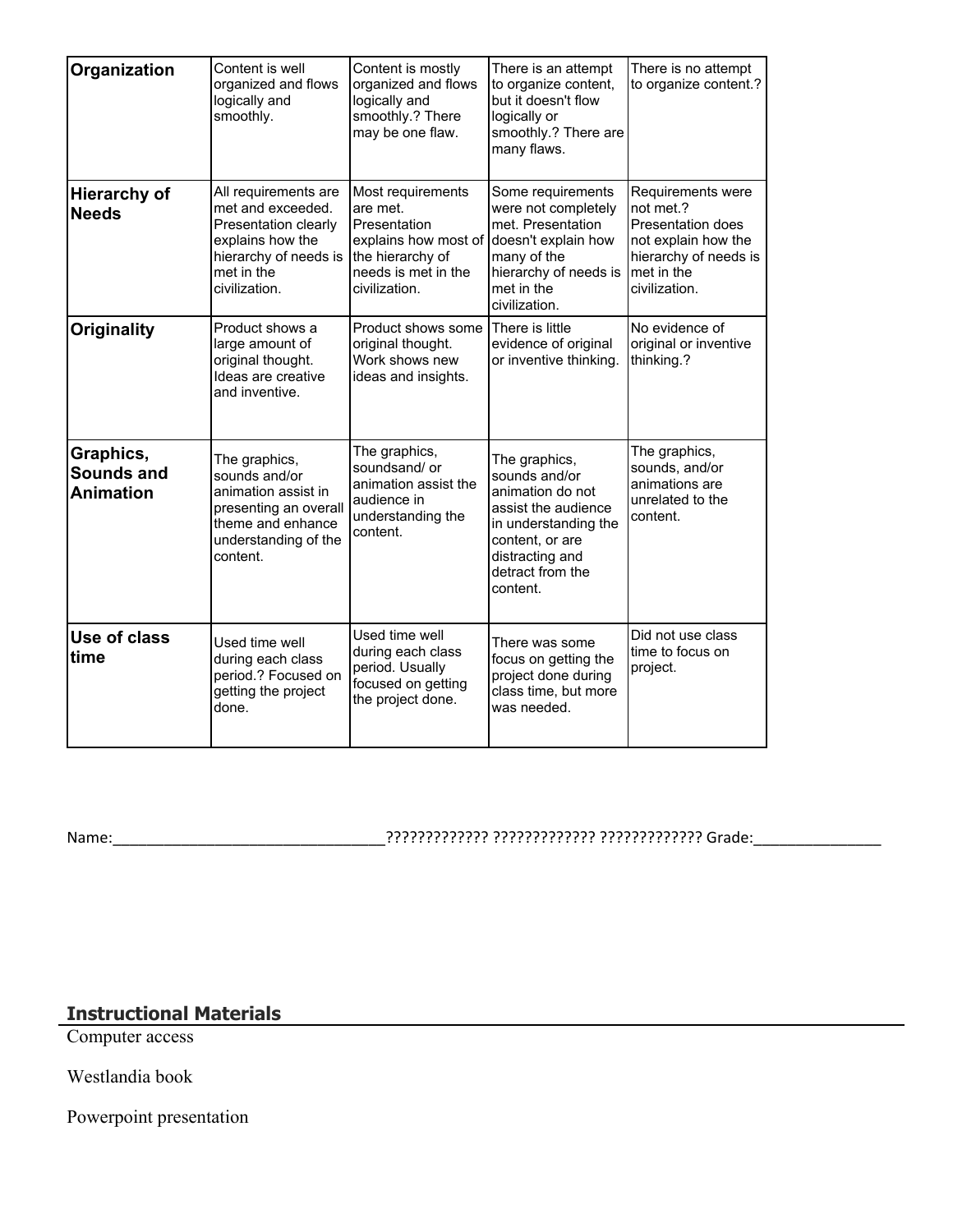| Organization | Content is well organized and flows logically and smoothly. | Content is mostly organized and flows logically and smoothly.? There may be one flaw. | There is an attempt to organize content, but it doesn't flow logically or smoothly.? There are many flaws. | There is no attempt to organize content.? |
|---|---|---|---|---|
| Hierarchy of Needs | All requirements are met and exceeded. Presentation clearly explains how the hierarchy of needs is met in the civilization. | Most requirements are met. Presentation explains how most of the hierarchy of needs is met in the civilization. | Some requirements were not completely met. Presentation doesn't explain how many of the hierarchy of needs is met in the civilization. | Requirements were not met.? Presentation does not explain how the hierarchy of needs is met in the civilization. |
| Originality | Product shows a large amount of original thought. Ideas are creative and inventive. | Product shows some original thought. Work shows new ideas and insights. | There is little evidence of original or inventive thinking. | No evidence of original or inventive thinking.? |
| Graphics, Sounds and Animation | The graphics, sounds and/or animation assist in presenting an overall theme and enhance understanding of the content. | The graphics, soundsand/ or animation assist the audience in understanding the content. | The graphics, sounds and/or animation do not assist the audience in understanding the content, or are distracting and detract from the content. | The graphics, sounds, and/or animations are unrelated to the content. |
| Use of class time | Used time well during each class period.? Focused on getting the project done. | Used time well during each class period. Usually focused on getting the project done. | There was some focus on getting the project done during class time, but more was needed. | Did not use class time to focus on project. |

Name:_________________________________????????????? ????????????? ????????????? Grade:_______________

## Instructional Materials

Computer access

Westlandia book

Powerpoint presentation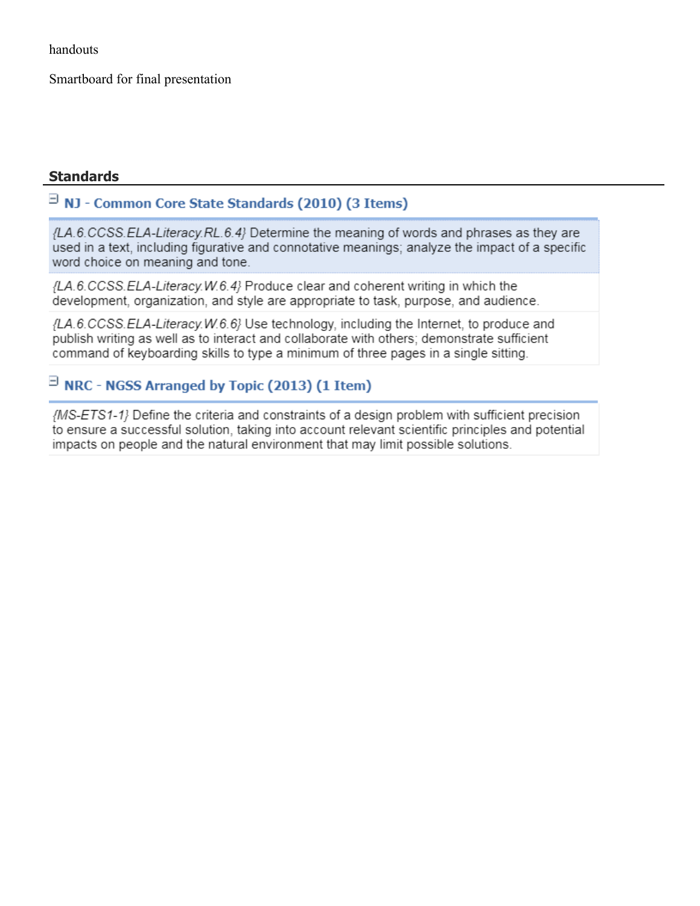handouts

Smartboard for final presentation

## Standards

### NJ - Common Core State Standards (2010) (3 Items)

*{LA.6.CCSS.ELA-Literacy.RL.6.4}* Determine the meaning of words and phrases as they are used in a text, including figurative and connotative meanings; analyze the impact of a specific word choice on meaning and tone.

*{LA.6.CCSS.ELA-Literacy.W.6.4}* Produce clear and coherent writing in which the development, organization, and style are appropriate to task, purpose, and audience.

*{LA.6.CCSS.ELA-Literacy.W.6.6}* Use technology, including the Internet, to produce and publish writing as well as to interact and collaborate with others; demonstrate sufficient command of keyboarding skills to type a minimum of three pages in a single sitting.

### NRC - NGSS Arranged by Topic (2013) (1 Item)

*{MS-ETS1-1}* Define the criteria and constraints of a design problem with sufficient precision to ensure a successful solution, taking into account relevant scientific principles and potential impacts on people and the natural environment that may limit possible solutions.